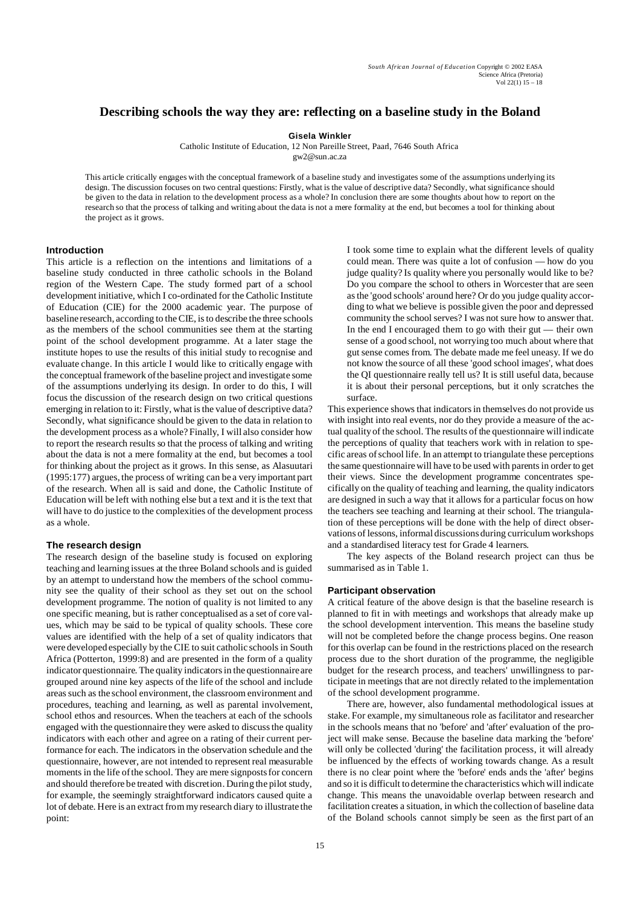# Describing schools the way they are: reflecting on a baseline study in the Boland

**Gisela Winkler**

Catholic Institute of Education, 12 Non Pareille Street, Paarl, 7646 South Africa
gw2@sun.ac.za

This article critically engages with the conceptual framework of a baseline study and investigates some of the assumptions underlying its design. The discussion focuses on two central questions: Firstly, what is the value of descriptive data? Secondly, what significance should be given to the data in relation to the development process as a whole? In conclusion there are some thoughts about how to report on the research so that the process of talking and writing about the data is not a mere formality at the end, but becomes a tool for thinking about the project as it grows.

## Introduction

This article is a reflection on the intentions and limitations of a baseline study conducted in three catholic schools in the Boland region of the Western Cape. The study formed part of a school development initiative, which I co-ordinated for the Catholic Institute of Education (CIE) for the 2000 academic year. The purpose of baseline research, according to the CIE, is to describe the three schools as the members of the school communities see them at the starting point of the school development programme. At a later stage the institute hopes to use the results of this initial study to recognise and evaluate change. In this article I would like to critically engage with the conceptual framework of the baseline project and investigate some of the assumptions underlying its design. In order to do this, I will focus the discussion of the research design on two critical questions emerging in relation to it: Firstly, what is the value of descriptive data? Secondly, what significance should be given to the data in relation to the development process as a whole? Finally, I will also consider how to report the research results so that the process of talking and writing about the data is not a mere formality at the end, but becomes a tool for thinking about the project as it grows. In this sense, as Alasuutari (1995:177) argues, the process of writing can be a very important part of the research. When all is said and done, the Catholic Institute of Education will be left with nothing else but a text and it is the text that will have to do justice to the complexities of the development process as a whole.

## The research design

The research design of the baseline study is focused on exploring teaching and learning issues at the three Boland schools and is guided by an attempt to understand how the members of the school community see the quality of their school as they set out on the school development programme. The notion of quality is not limited to any one specific meaning, but is rather conceptualised as a set of core values, which may be said to be typical of quality schools. These core values are identified with the help of a set of quality indicators that were developed especially by the CIE to suit catholic schools in South Africa (Potterton, 1999:8) and are presented in the form of a quality indicator questionnaire. The quality indicators in the questionnaire are grouped around nine key aspects of the life of the school and include areas such as the school environment, the classroom environment and procedures, teaching and learning, as well as parental involvement, school ethos and resources. When the teachers at each of the schools engaged with the questionnaire they were asked to discuss the quality indicators with each other and agree on a rating of their current performance for each. The indicators in the observation schedule and the questionnaire, however, are not intended to represent real measurable moments in the life of the school. They are mere signposts for concern and should therefore be treated with discretion. During the pilot study, for example, the seemingly straightforward indicators caused quite a lot of debate. Here is an extract from my research diary to illustrate the point:

> I took some time to explain what the different levels of quality could mean. There was quite a lot of confusion — how do you judge quality? Is quality where you personally would like to be? Do you compare the school to others in Worcester that are seen as the 'good schools' around here? Or do you judge quality according to what we believe is possible given the poor and depressed community the school serves? I was not sure how to answer that. In the end I encouraged them to go with their gut — their own sense of a good school, not worrying too much about where that gut sense comes from. The debate made me feel uneasy. If we do not know the source of all these 'good school images', what does the QI questionnaire really tell us? It is still useful data, because it is about their personal perceptions, but it only scratches the surface.

This experience shows that indicators in themselves do not provide us with insight into real events, nor do they provide a measure of the actual quality of the school. The results of the questionnaire will indicate the perceptions of quality that teachers work with in relation to specific areas of school life. In an attempt to triangulate these perceptions the same questionnaire will have to be used with parents in order to get their views. Since the development programme concentrates specifically on the quality of teaching and learning, the quality indicators are designed in such a way that it allows for a particular focus on how the teachers see teaching and learning at their school. The triangulation of these perceptions will be done with the help of direct observations of lessons, informal discussions during curriculum workshops and a standardised literacy test for Grade 4 learners.

The key aspects of the Boland research project can thus be summarised as in Table 1.

## Participant observation

A critical feature of the above design is that the baseline research is planned to fit in with meetings and workshops that already make up the school development intervention. This means the baseline study will not be completed before the change process begins. One reason for this overlap can be found in the restrictions placed on the research process due to the short duration of the programme, the negligible budget for the research process, and teachers' unwillingness to participate in meetings that are not directly related to the implementation of the school development programme.

There are, however, also fundamental methodological issues at stake. For example, my simultaneous role as facilitator and researcher in the schools means that no 'before' and 'after' evaluation of the project will make sense. Because the baseline data marking the 'before' will only be collected 'during' the facilitation process, it will already be influenced by the effects of working towards change. As a result there is no clear point where the 'before' ends ands the 'after' begins and so it is difficult to determine the characteristics which will indicate change. This means the unavoidable overlap between research and facilitation creates a situation, in which the collection of baseline data of the Boland schools cannot simply be seen as the first part of an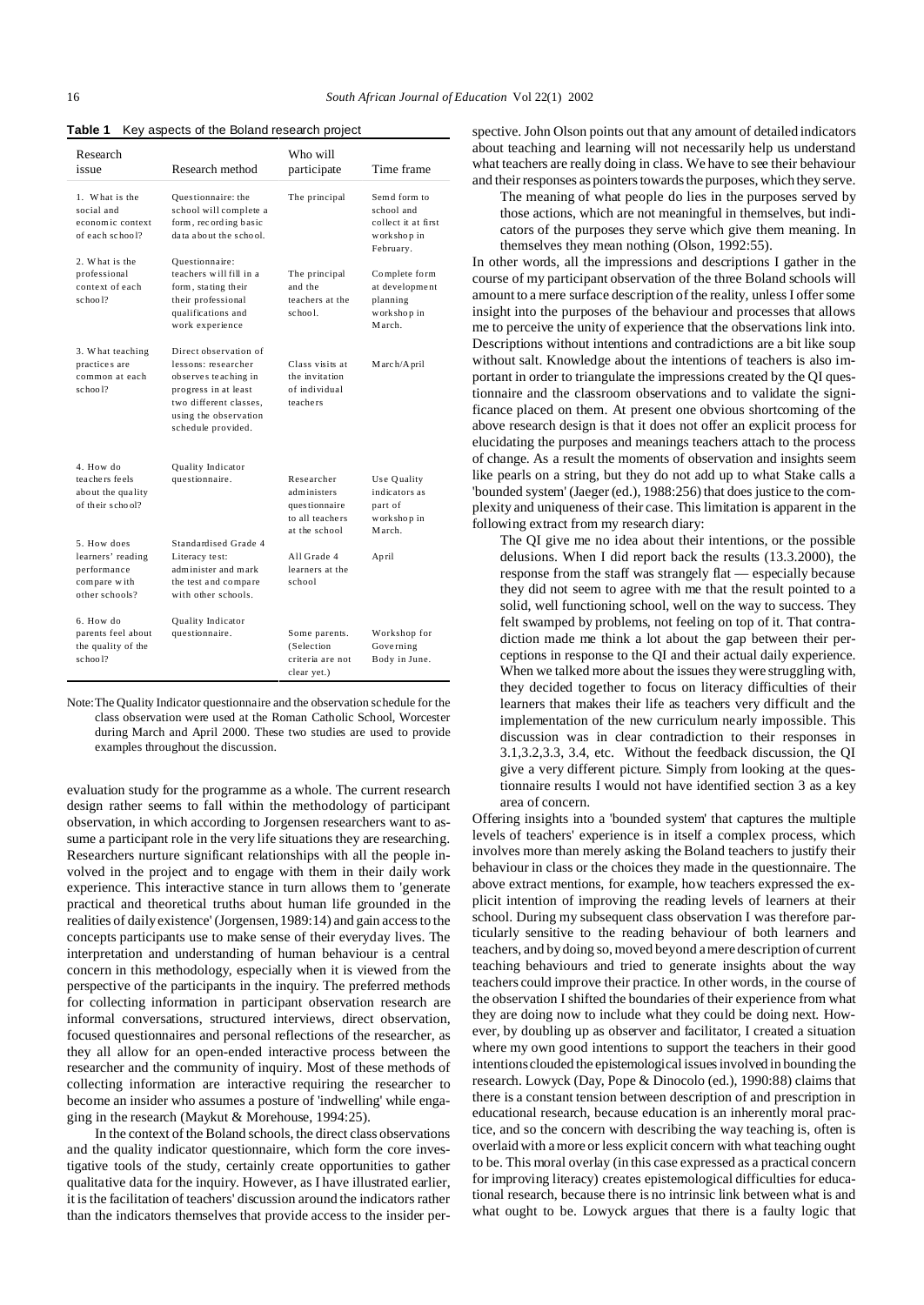**Table 1** Key aspects of the Boland research project

| Research issue | Research method | Who will participate | Time frame |
|---|---|---|---|
| 1. What is the social and economic context of each school? | Questionnaire: the school will complete a form, recording basic data about the school. | The principal | Semd form to school and collect it at first workshop in February. |
| 2. What is the professional context of each school? | Questionnaire: teachers will fill in a form, stating their their professional qualifications and work experience | The principal and the teachers at the school. | Complete form at development planning workshop in March. |
| 3. What teaching practices are common at each school? | Direct observation of lessons: researcher observes teaching in progress in at least two different classes, using the observation schedule provided. | Class visits at the invitation of individual teachers | March/April |
| 4. How do teachers feels about the quality of their school? | Quality Indicator questionnaire. | Researcher administers questionnaire to all teachers at the school | Use Quality indicators as part of workshop in March. |
| 5. How does learners' reading performance compare with other schools? | Standardised Grade 4 Literacy test: administer and mark the test and compare with other schools. | All Grade 4 learners at the school | April |
| 6. How do parents feel about the quality of the school? | Quality Indicator questionnaire. | Some parents. (Selection criteria are not clear yet.) | Workshop for Governing Body in June. |

Note: The Quality Indicator questionnaire and the observation schedule for the class observation were used at the Roman Catholic School, Worcester during March and April 2000. These two studies are used to provide examples throughout the discussion.

evaluation study for the programme as a whole. The current research design rather seems to fall within the methodology of participant observation, in which according to Jorgensen researchers want to assume a participant role in the very life situations they are researching. Researchers nurture significant relationships with all the people involved in the project and to engage with them in their daily work experience. This interactive stance in turn allows them to 'generate practical and theoretical truths about human life grounded in the realities of daily existence' (Jorgensen, 1989:14) and gain access to the concepts participants use to make sense of their everyday lives. The interpretation and understanding of human behaviour is a central concern in this methodology, especially when it is viewed from the perspective of the participants in the inquiry. The preferred methods for collecting information in participant observation research are informal conversations, structured interviews, direct observation, focused questionnaires and personal reflections of the researcher, as they all allow for an open-ended interactive process between the researcher and the community of inquiry. Most of these methods of collecting information are interactive requiring the researcher to become an insider who assumes a posture of 'indwelling' while engaging in the research (Maykut & Morehouse, 1994:25).

In the context of the Boland schools, the direct class observations and the quality indicator questionnaire, which form the core investigative tools of the study, certainly create opportunities to gather qualitative data for the inquiry. However, as I have illustrated earlier, it is the facilitation of teachers' discussion around the indicators rather than the indicators themselves that provide access to the insider perspective. John Olson points out that any amount of detailed indicators about teaching and learning will not necessarily help us understand what teachers are really doing in class. We have to see their behaviour and their responses as pointers towards the purposes, which they serve.

> The meaning of what people do lies in the purposes served by those actions, which are not meaningful in themselves, but indicators of the purposes they serve which give them meaning. In themselves they mean nothing (Olson, 1992:55).

In other words, all the impressions and descriptions I gather in the course of my participant observation of the three Boland schools will amount to a mere surface description of the reality, unless I offer some insight into the purposes of the behaviour and processes that allows me to perceive the unity of experience that the observations link into. Descriptions without intentions and contradictions are a bit like soup without salt. Knowledge about the intentions of teachers is also important in order to triangulate the impressions created by the QI questionnaire and the classroom observations and to validate the significance placed on them. At present one obvious shortcoming of the above research design is that it does not offer an explicit process for elucidating the purposes and meanings teachers attach to the process of change. As a result the moments of observation and insights seem like pearls on a string, but they do not add up to what Stake calls a 'bounded system' (Jaeger (ed.), 1988:256) that does justice to the complexity and uniqueness of their case. This limitation is apparent in the following extract from my research diary:

> The QI give me no idea about their intentions, or the possible delusions. When I did report back the results (13.3.2000), the response from the staff was strangely flat — especially because they did not seem to agree with me that the result pointed to a solid, well functioning school, well on the way to success. They felt swamped by problems, not feeling on top of it. That contradiction made me think a lot about the gap between their perceptions in response to the QI and their actual daily experience. When we talked more about the issues they were struggling with, they decided together to focus on literacy difficulties of their learners that makes their life as teachers very difficult and the implementation of the new curriculum nearly impossible. This discussion was in clear contradiction to their responses in 3.1,3.2,3.3, 3.4, etc. Without the feedback discussion, the QI give a very different picture. Simply from looking at the questionnaire results I would not have identified section 3 as a key area of concern.

Offering insights into a 'bounded system' that captures the multiple levels of teachers' experience is in itself a complex process, which involves more than merely asking the Boland teachers to justify their behaviour in class or the choices they made in the questionnaire. The above extract mentions, for example, how teachers expressed the explicit intention of improving the reading levels of learners at their school. During my subsequent class observation I was therefore particularly sensitive to the reading behaviour of both learners and teachers, and by doing so, moved beyond a mere description of current teaching behaviours and tried to generate insights about the way teachers could improve their practice. In other words, in the course of the observation I shifted the boundaries of their experience from what they are doing now to include what they could be doing next. However, by doubling up as observer and facilitator, I created a situation where my own good intentions to support the teachers in their good intentions clouded the epistemological issues involved in bounding the research. Lowyck (Day, Pope & Dinocolo (ed.), 1990:88) claims that there is a constant tension between description of and prescription in educational research, because education is an inherently moral practice, and so the concern with describing the way teaching is, often is overlaid with a more or less explicit concern with what teaching ought to be. This moral overlay (in this case expressed as a practical concern for improving literacy) creates epistemological difficulties for educational research, because there is no intrinsic link between what is and what ought to be. Lowyck argues that there is a faulty logic that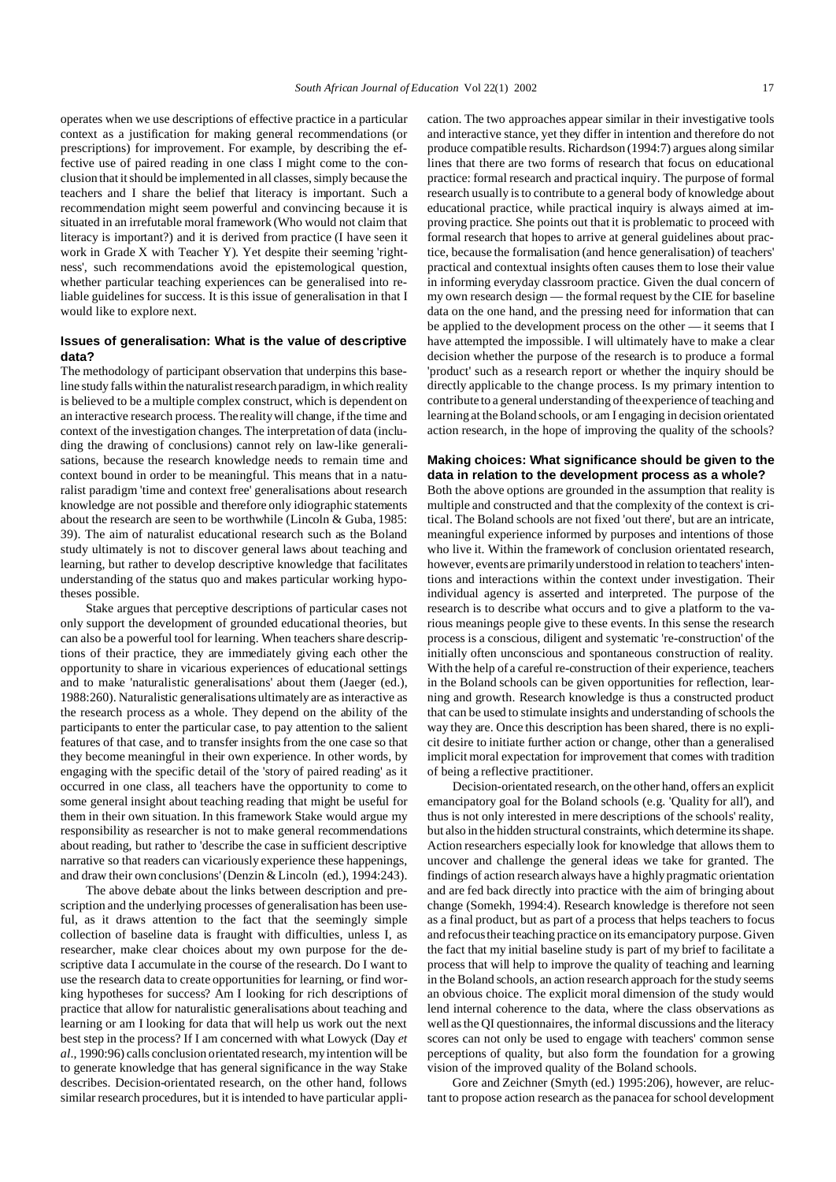operates when we use descriptions of effective practice in a particular context as a justification for making general recommendations (or prescriptions) for improvement. For example, by describing the effective use of paired reading in one class I might come to the conclusion that it should be implemented in all classes, simply because the teachers and I share the belief that literacy is important. Such a recommendation might seem powerful and convincing because it is situated in an irrefutable moral framework (Who would not claim that literacy is important?) and it is derived from practice (I have seen it work in Grade X with Teacher Y). Yet despite their seeming 'rightness', such recommendations avoid the epistemological question, whether particular teaching experiences can be generalised into reliable guidelines for success. It is this issue of generalisation in that I would like to explore next.

### Issues of generalisation: What is the value of descriptive data?

The methodology of participant observation that underpins this baseline study falls within the naturalist research paradigm, in which reality is believed to be a multiple complex construct, which is dependent on an interactive research process. The reality will change, if the time and context of the investigation changes. The interpretation of data (including the drawing of conclusions) cannot rely on law-like generalisations, because the research knowledge needs to remain time and context bound in order to be meaningful. This means that in a naturalist paradigm 'time and context free' generalisations about research knowledge are not possible and therefore only idiographic statements about the research are seen to be worthwhile (Lincoln & Guba, 1985: 39). The aim of naturalist educational research such as the Boland study ultimately is not to discover general laws about teaching and learning, but rather to develop descriptive knowledge that facilitates understanding of the status quo and makes particular working hypotheses possible.

Stake argues that perceptive descriptions of particular cases not only support the development of grounded educational theories, but can also be a powerful tool for learning. When teachers share descriptions of their practice, they are immediately giving each other the opportunity to share in vicarious experiences of educational settings and to make 'naturalistic generalisations' about them (Jaeger (ed.), 1988:260). Naturalistic generalisations ultimately are as interactive as the research process as a whole. They depend on the ability of the participants to enter the particular case, to pay attention to the salient features of that case, and to transfer insights from the one case so that they become meaningful in their own experience. In other words, by engaging with the specific detail of the 'story of paired reading' as it occurred in one class, all teachers have the opportunity to come to some general insight about teaching reading that might be useful for them in their own situation. In this framework Stake would argue my responsibility as researcher is not to make general recommendations about reading, but rather to 'describe the case in sufficient descriptive narrative so that readers can vicariously experience these happenings, and draw their own conclusions' (Denzin & Lincoln (ed.), 1994:243).

The above debate about the links between description and prescription and the underlying processes of generalisation has been useful, as it draws attention to the fact that the seemingly simple collection of baseline data is fraught with difficulties, unless I, as researcher, make clear choices about my own purpose for the descriptive data I accumulate in the course of the research. Do I want to use the research data to create opportunities for learning, or find working hypotheses for success? Am I looking for rich descriptions of practice that allow for naturalistic generalisations about teaching and learning or am I looking for data that will help us work out the next best step in the process? If I am concerned with what Lowyck (Day *et al*., 1990:96) calls conclusion orientated research, my intention will be to generate knowledge that has general significance in the way Stake describes. Decision-orientated research, on the other hand, follows similar research procedures, but it is intended to have particular application. The two approaches appear similar in their investigative tools and interactive stance, yet they differ in intention and therefore do not produce compatible results. Richardson (1994:7) argues along similar lines that there are two forms of research that focus on educational practice: formal research and practical inquiry. The purpose of formal research usually is to contribute to a general body of knowledge about educational practice, while practical inquiry is always aimed at improving practice. She points out that it is problematic to proceed with formal research that hopes to arrive at general guidelines about practice, because the formalisation (and hence generalisation) of teachers' practical and contextual insights often causes them to lose their value in informing everyday classroom practice. Given the dual concern of my own research design — the formal request by the CIE for baseline data on the one hand, and the pressing need for information that can be applied to the development process on the other — it seems that I have attempted the impossible. I will ultimately have to make a clear decision whether the purpose of the research is to produce a formal 'product' such as a research report or whether the inquiry should be directly applicable to the change process. Is my primary intention to contribute to a general understanding of the experience of teaching and learning at the Boland schools, or am I engaging in decision orientated action research, in the hope of improving the quality of the schools?

### Making choices: What significance should be given to the data in relation to the development process as a whole?

Both the above options are grounded in the assumption that reality is multiple and constructed and that the complexity of the context is critical. The Boland schools are not fixed 'out there', but are an intricate, meaningful experience informed by purposes and intentions of those who live it. Within the framework of conclusion orientated research, however, events are primarily understood in relation to teachers' intentions and interactions within the context under investigation. Their individual agency is asserted and interpreted. The purpose of the research is to describe what occurs and to give a platform to the various meanings people give to these events. In this sense the research process is a conscious, diligent and systematic 're-construction' of the initially often unconscious and spontaneous construction of reality. With the help of a careful re-construction of their experience, teachers in the Boland schools can be given opportunities for reflection, learning and growth. Research knowledge is thus a constructed product that can be used to stimulate insights and understanding of schools the way they are. Once this description has been shared, there is no explicit desire to initiate further action or change, other than a generalised implicit moral expectation for improvement that comes with tradition of being a reflective practitioner.

Decision-orientated research, on the other hand, offers an explicit emancipatory goal for the Boland schools (e.g. 'Quality for all'), and thus is not only interested in mere descriptions of the schools' reality, but also in the hidden structural constraints, which determine its shape. Action researchers especially look for knowledge that allows them to uncover and challenge the general ideas we take for granted. The findings of action research always have a highly pragmatic orientation and are fed back directly into practice with the aim of bringing about change (Somekh, 1994:4). Research knowledge is therefore not seen as a final product, but as part of a process that helps teachers to focus and refocus their teaching practice on its emancipatory purpose. Given the fact that my initial baseline study is part of my brief to facilitate a process that will help to improve the quality of teaching and learning in the Boland schools, an action research approach for the study seems an obvious choice. The explicit moral dimension of the study would lend internal coherence to the data, where the class observations as well as the QI questionnaires, the informal discussions and the literacy scores can not only be used to engage with teachers' common sense perceptions of quality, but also form the foundation for a growing vision of the improved quality of the Boland schools.

Gore and Zeichner (Smyth (ed.) 1995:206), however, are reluctant to propose action research as the panacea for school development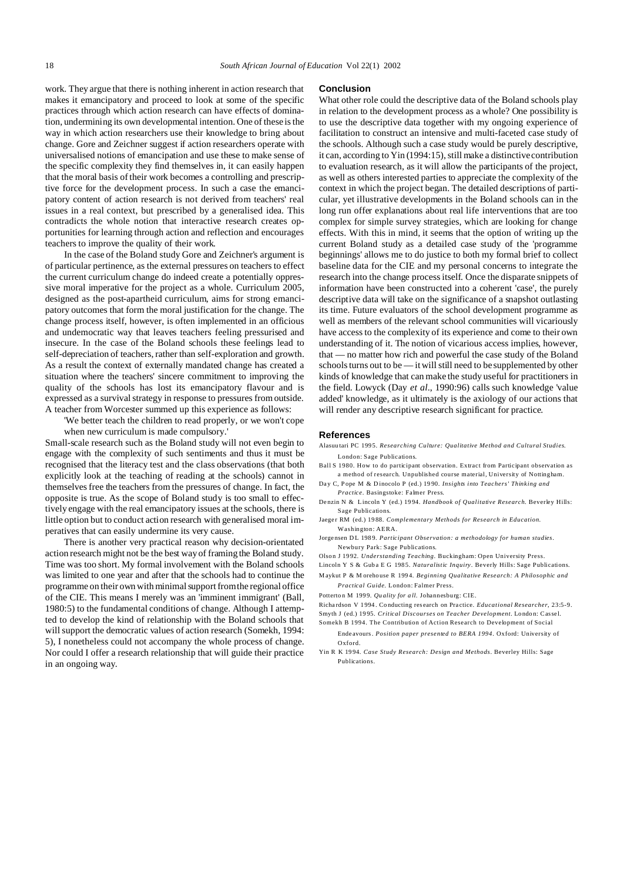work. They argue that there is nothing inherent in action research that makes it emancipatory and proceed to look at some of the specific practices through which action research can have effects of domination, undermining its own developmental intention. One of these is the way in which action researchers use their knowledge to bring about change. Gore and Zeichner suggest if action researchers operate with universalised notions of emancipation and use these to make sense of the specific complexity they find themselves in, it can easily happen that the moral basis of their work becomes a controlling and prescriptive force for the development process. In such a case the emancipatory content of action research is not derived from teachers' real issues in a real context, but prescribed by a generalised idea. This contradicts the whole notion that interactive research creates opportunities for learning through action and reflection and encourages teachers to improve the quality of their work.

In the case of the Boland study Gore and Zeichner's argument is of particular pertinence, as the external pressures on teachers to effect the current curriculum change do indeed create a potentially oppressive moral imperative for the project as a whole. Curriculum 2005, designed as the post-apartheid curriculum, aims for strong emancipatory outcomes that form the moral justification for the change. The change process itself, however, is often implemented in an officious and undemocratic way that leaves teachers feeling pressurised and insecure. In the case of the Boland schools these feelings lead to self-depreciation of teachers, rather than self-exploration and growth. As a result the context of externally mandated change has created a situation where the teachers' sincere commitment to improving the quality of the schools has lost its emancipatory flavour and is expressed as a survival strategy in response to pressures from outside. A teacher from Worcester summed up this experience as follows:

> 'We better teach the children to read properly, or we won't cope when new curriculum is made compulsory.'

Small-scale research such as the Boland study will not even begin to engage with the complexity of such sentiments and thus it must be recognised that the literacy test and the class observations (that both explicitly look at the teaching of reading at the schools) cannot in themselves free the teachers from the pressures of change. In fact, the opposite is true. As the scope of Boland study is too small to effectively engage with the real emancipatory issues at the schools, there is little option but to conduct action research with generalised moral imperatives that can easily undermine its very cause.

There is another very practical reason why decision-orientated action research might not be the best way of framing the Boland study. Time was too short. My formal involvement with the Boland schools was limited to one year and after that the schools had to continue the programme on their own with minimal support from the regional office of the CIE. This means I merely was an 'imminent immigrant' (Ball, 1980:5) to the fundamental conditions of change. Although I attempted to develop the kind of relationship with the Boland schools that will support the democratic values of action research (Somekh, 1994: 5), I nonetheless could not accompany the whole process of change. Nor could I offer a research relationship that will guide their practice in an ongoing way.

## Conclusion

What other role could the descriptive data of the Boland schools play in relation to the development process as a whole? One possibility is to use the descriptive data together with my ongoing experience of facilitation to construct an intensive and multi-faceted case study of the schools. Although such a case study would be purely descriptive, it can, according to Yin (1994:15), still make a distinctive contribution to evaluation research, as it will allow the participants of the project, as well as others interested parties to appreciate the complexity of the context in which the project began. The detailed descriptions of particular, yet illustrative developments in the Boland schools can in the long run offer explanations about real life interventions that are too complex for simple survey strategies, which are looking for change effects. With this in mind, it seems that the option of writing up the current Boland study as a detailed case study of the 'programme beginnings' allows me to do justice to both my formal brief to collect baseline data for the CIE and my personal concerns to integrate the research into the change process itself. Once the disparate snippets of information have been constructed into a coherent 'case', the purely descriptive data will take on the significance of a snapshot outlasting its time. Future evaluators of the school development programme as well as members of the relevant school communities will vicariously have access to the complexity of its experience and come to their own understanding of it. The notion of vicarious access implies, however, that — no matter how rich and powerful the case study of the Boland schools turns out to be — it will still need to be supplemented by other kinds of knowledge that can make the study useful for practitioners in the field. Lowyck (Day *et al*., 1990:96) calls such knowledge 'value added' knowledge, as it ultimately is the axiology of our actions that will render any descriptive research significant for practice.

## References

Alasuutari PC 1995. *Researching Culture: Qualitative Method and Cultural Studies*. London: Sage Publications.

Ball S 1980. How to do participant observation. Extract from Participant observation as a method of research. Unpublished course material, University of Nottingham.

Day C, Pope M & Dinocolo P (ed.) 1990. *Insights into Teachers' Thinking and Practice*. Basingstoke: Falmer Press.

Denzin N & Lincoln Y (ed.) 1994. *Handbook of Qualitative Research*. Beverley Hills: Sage Publications.

Jaeger RM (ed.) 1988. *Complementary Methods for Research in Education*. Washington: AERA.

Jorgensen DL 1989. *Participant Observation: a methodology for human studies*. Newbury Park: Sage Publications.

Olson J 1992. *Understanding Teaching*. Buckingham: Open University Press.

Lincoln Y S & Guba E G 1985. *Naturalistic Inquiry*. Beverly Hills: Sage Publications.

Maykut P & Morehouse R 1994. *Beginning Qualitative Research: A Philosophic and Practical Guide*. London: Falmer Press.

Potterton M 1999. *Quality for all*. Johannesburg: CIE.

Richardson V 1994. Conducting research on Practice. *Educational Researcher*, 23:5-9.

Smyth J (ed.) 1995. *Critical Discourses on Teacher Development*. London: Cassel.

Somekh B 1994. The Contribution of Action Research to Development of Social Endeavours. *Position paper presented to BERA 1994*. Oxford: University of Oxford.

Yin R K 1994. *Case Study Research: Design and Methods*. Beverley Hills: Sage Publications.